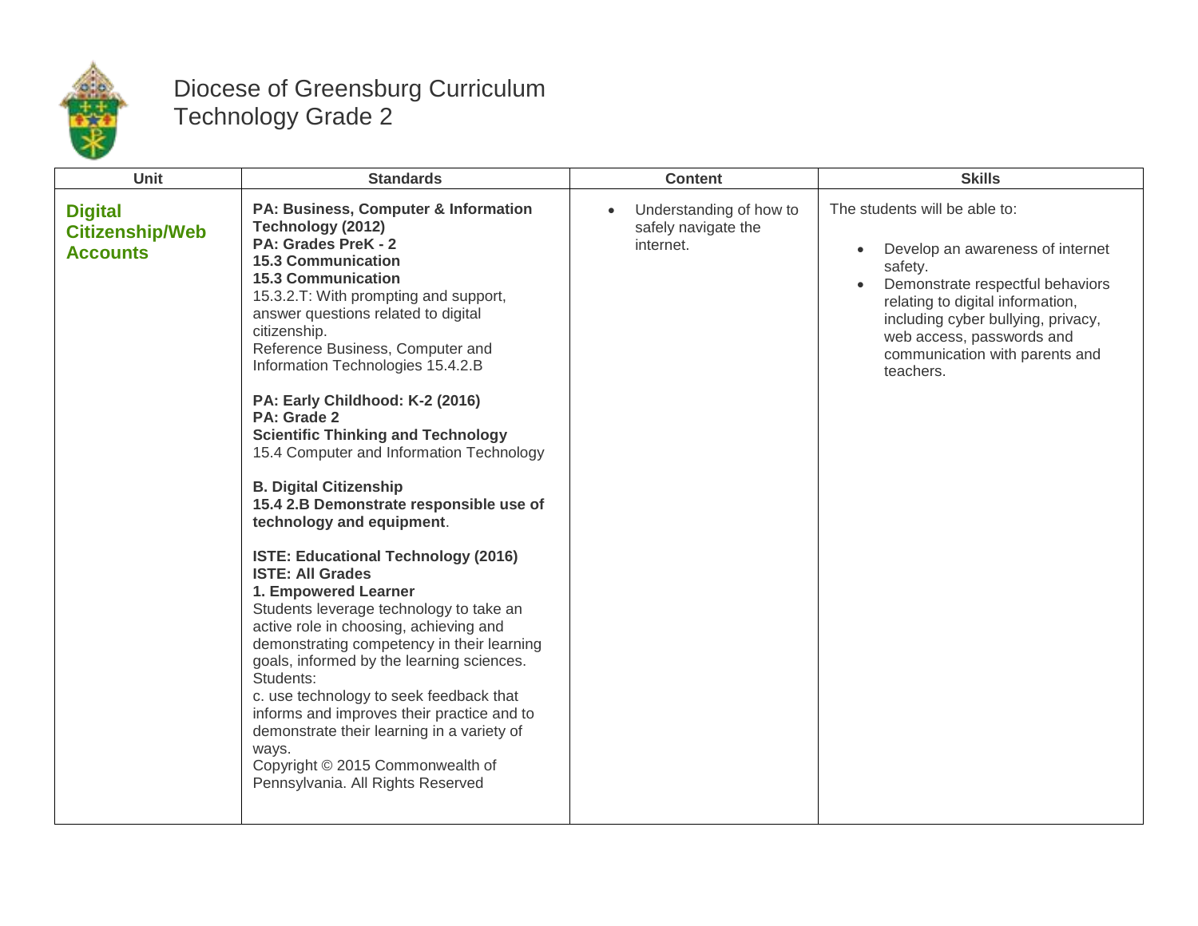# Diocese of Greensburg Curriculum
## Technology Grade 2

| Unit | Standards | Content | Skills |
|---|---|---|---|
| **Digital Citizenship/Web Accounts** | **PA: Business, Computer & Information Technology (2012)**<br>**PA: Grades PreK - 2**<br>**15.3 Communication**<br>**15.3 Communication**<br>15.3.2.T: With prompting and support, answer questions related to digital citizenship.<br>Reference Business, Computer and Information Technologies 15.4.2.B<br><br>**PA: Early Childhood: K-2 (2016)**<br>**PA: Grade 2**<br>**Scientific Thinking and Technology**<br>15.4 Computer and Information Technology<br><br>**B. Digital Citizenship**<br>**15.4 2.B Demonstrate responsible use of technology and equipment**.<br><br>**ISTE: Educational Technology (2016)**<br>**ISTE: All Grades**<br>**1. Empowered Learner**<br>Students leverage technology to take an active role in choosing, achieving and demonstrating competency in their learning goals, informed by the learning sciences. Students:<br>c. use technology to seek feedback that informs and improves their practice and to demonstrate their learning in a variety of ways.<br>Copyright © 2015 Commonwealth of Pennsylvania. All Rights Reserved | • Understanding of how to safely navigate the internet. | The students will be able to:<br><br>• Develop an awareness of internet safety.<br>• Demonstrate respectful behaviors relating to digital information, including cyber bullying, privacy, web access, passwords and communication with parents and teachers. |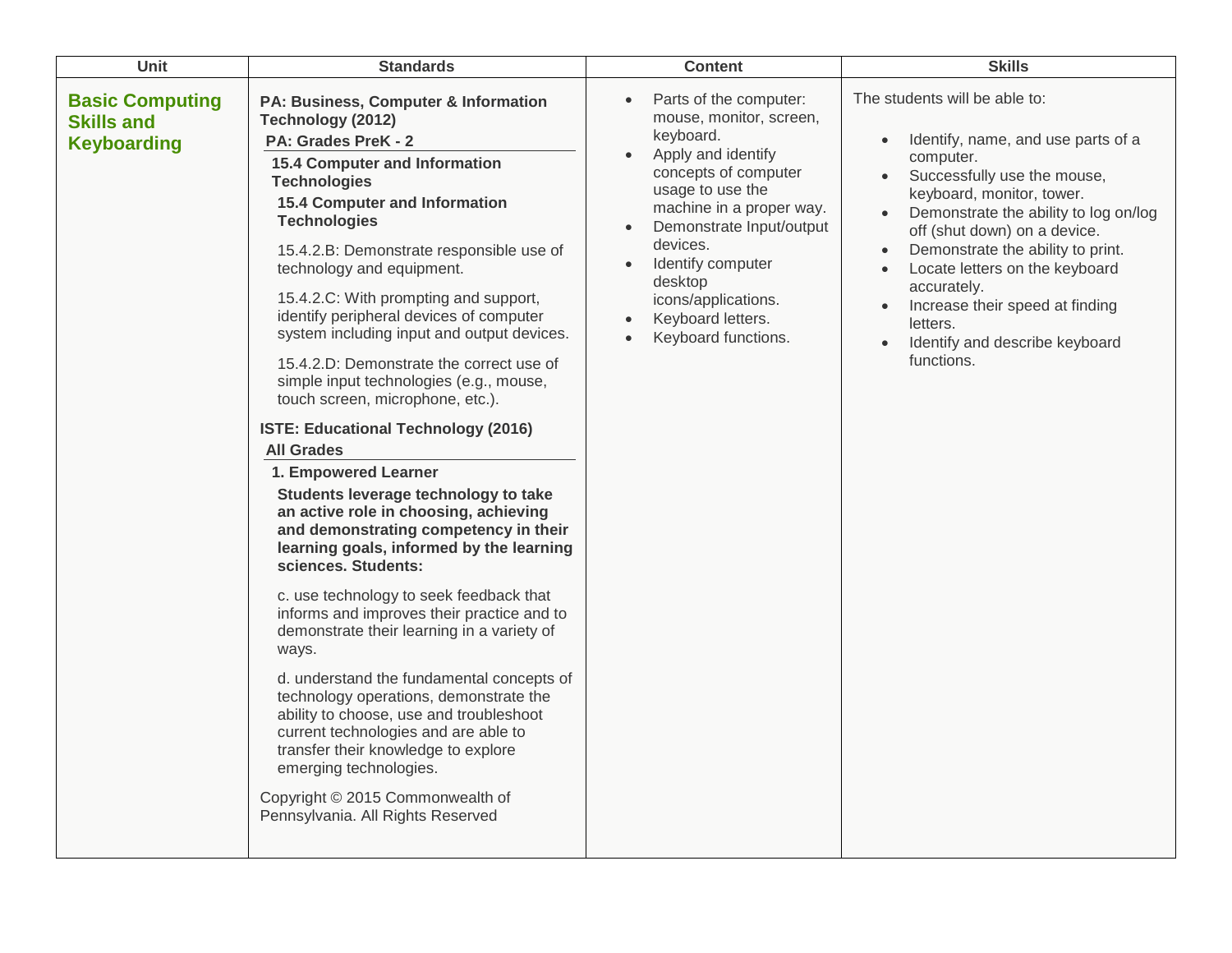| Unit | Standards | Content | Skills |
|---|---|---|---|
| **Basic Computing Skills and Keyboarding** | **PA: Business, Computer & Information Technology (2012)**<br>**PA: Grades PreK - 2**<br>**15.4 Computer and Information Technologies**<br>**15.4 Computer and Information Technologies**<br>15.4.2.B: Demonstrate responsible use of technology and equipment.<br>15.4.2.C: With prompting and support, identify peripheral devices of computer system including input and output devices.<br>15.4.2.D: Demonstrate the correct use of simple input technologies (e.g., mouse, touch screen, microphone, etc.).<br>**ISTE: Educational Technology (2016)**<br>**All Grades**<br>**1. Empowered Learner**<br>**Students leverage technology to take an active role in choosing, achieving and demonstrating competency in their learning goals, informed by the learning sciences. Students:**<br>c. use technology to seek feedback that informs and improves their practice and to demonstrate their learning in a variety of ways.<br>d. understand the fundamental concepts of technology operations, demonstrate the ability to choose, use and troubleshoot current technologies and are able to transfer their knowledge to explore emerging technologies.<br>Copyright © 2015 Commonwealth of Pennsylvania. All Rights Reserved | • Parts of the computer: mouse, monitor, screen, keyboard.<br>• Apply and identify concepts of computer usage to use the machine in a proper way.<br>• Demonstrate Input/output devices.<br>• Identify computer desktop icons/applications.<br>• Keyboard letters.<br>• Keyboard functions. | The students will be able to:<br>• Identify, name, and use parts of a computer.<br>• Successfully use the mouse, keyboard, monitor, tower.<br>• Demonstrate the ability to log on/log off (shut down) on a device.<br>• Demonstrate the ability to print.<br>• Locate letters on the keyboard accurately.<br>• Increase their speed at finding letters.<br>• Identify and describe keyboard functions. |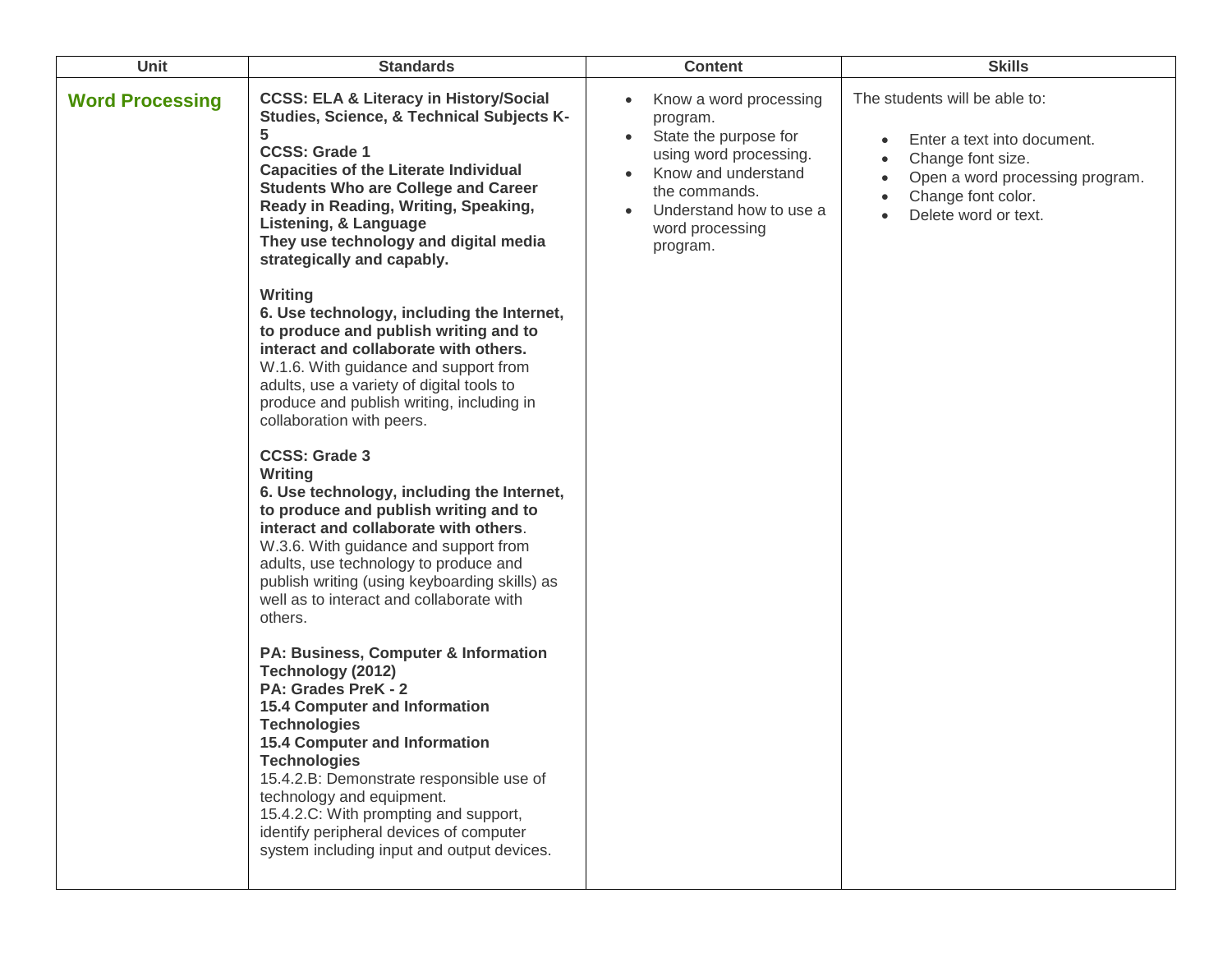| Unit | Standards | Content | Skills |
|---|---|---|---|
| **Word Processing** | **CCSS: ELA & Literacy in History/Social Studies, Science, & Technical Subjects K-5**<br>**CCSS: Grade 1**<br>**Capacities of the Literate Individual**<br>**Students Who are College and Career Ready in Reading, Writing, Speaking, Listening, & Language**<br>**They use technology and digital media strategically and capably.**<br><br>**Writing**<br>**6. Use technology, including the Internet, to produce and publish writing and to interact and collaborate with others.**<br>W.1.6. With guidance and support from adults, use a variety of digital tools to produce and publish writing, including in collaboration with peers.<br><br>**CCSS: Grade 3**<br>**Writing**<br>**6. Use technology, including the Internet, to produce and publish writing and to interact and collaborate with others**.<br>W.3.6. With guidance and support from adults, use technology to produce and publish writing (using keyboarding skills) as well as to interact and collaborate with others.<br><br>**PA: Business, Computer & Information Technology (2012)**<br>**PA: Grades PreK - 2**<br>**15.4 Computer and Information Technologies**<br>**15.4 Computer and Information Technologies**<br>15.4.2.B: Demonstrate responsible use of technology and equipment.<br>15.4.2.C: With prompting and support, identify peripheral devices of computer system including input and output devices. | • Know a word processing program.<br>• State the purpose for using word processing.<br>• Know and understand the commands.<br>• Understand how to use a word processing program. | The students will be able to:<br><br>• Enter a text into document.<br>• Change font size.<br>• Open a word processing program.<br>• Change font color.<br>• Delete word or text. |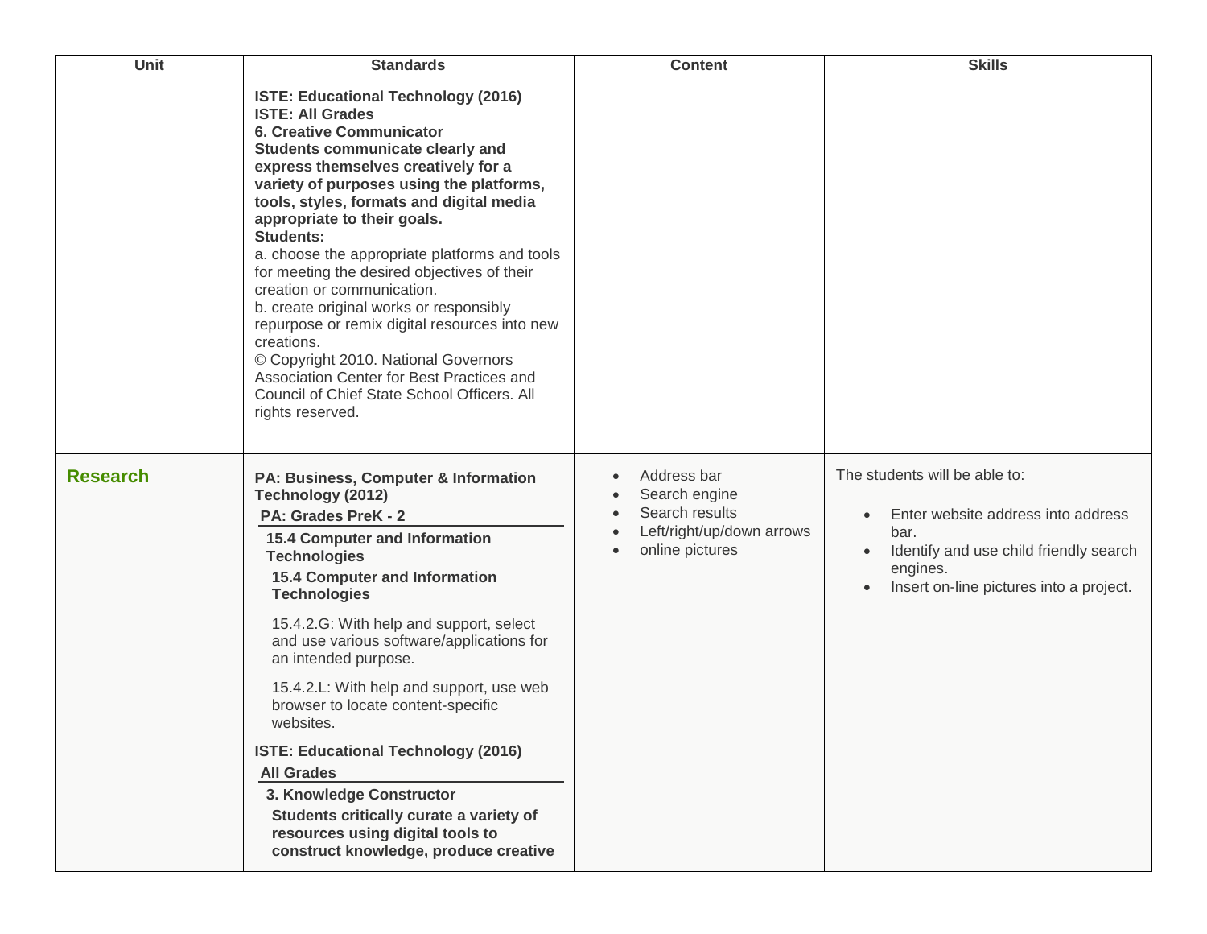| Unit | Standards | Content | Skills |
|---|---|---|---|
| | **ISTE: Educational Technology (2016)**<br>**ISTE: All Grades**<br>**6. Creative Communicator**<br>**Students communicate clearly and express themselves creatively for a variety of purposes using the platforms, tools, styles, formats and digital media appropriate to their goals.**<br>**Students:**<br>a. choose the appropriate platforms and tools for meeting the desired objectives of their creation or communication.<br>b. create original works or responsibly repurpose or remix digital resources into new creations.<br>© Copyright 2010. National Governors Association Center for Best Practices and Council of Chief State School Officers. All rights reserved. | | |
| **Research** | **PA: Business, Computer & Information Technology (2012)**<br>**PA: Grades PreK - 2**<br>**15.4 Computer and Information Technologies**<br>**15.4 Computer and Information Technologies**<br>15.4.2.G: With help and support, select and use various software/applications for an intended purpose.<br>15.4.2.L: With help and support, use web browser to locate content-specific websites.<br>**ISTE: Educational Technology (2016)**<br>**All Grades**<br>**3. Knowledge Constructor**<br>**Students critically curate a variety of resources using digital tools to construct knowledge, produce creative** | • Address bar<br>• Search engine<br>• Search results<br>• Left/right/up/down arrows<br>• online pictures | The students will be able to:<br>• Enter website address into address bar.<br>• Identify and use child friendly search engines.<br>• Insert on-line pictures into a project. |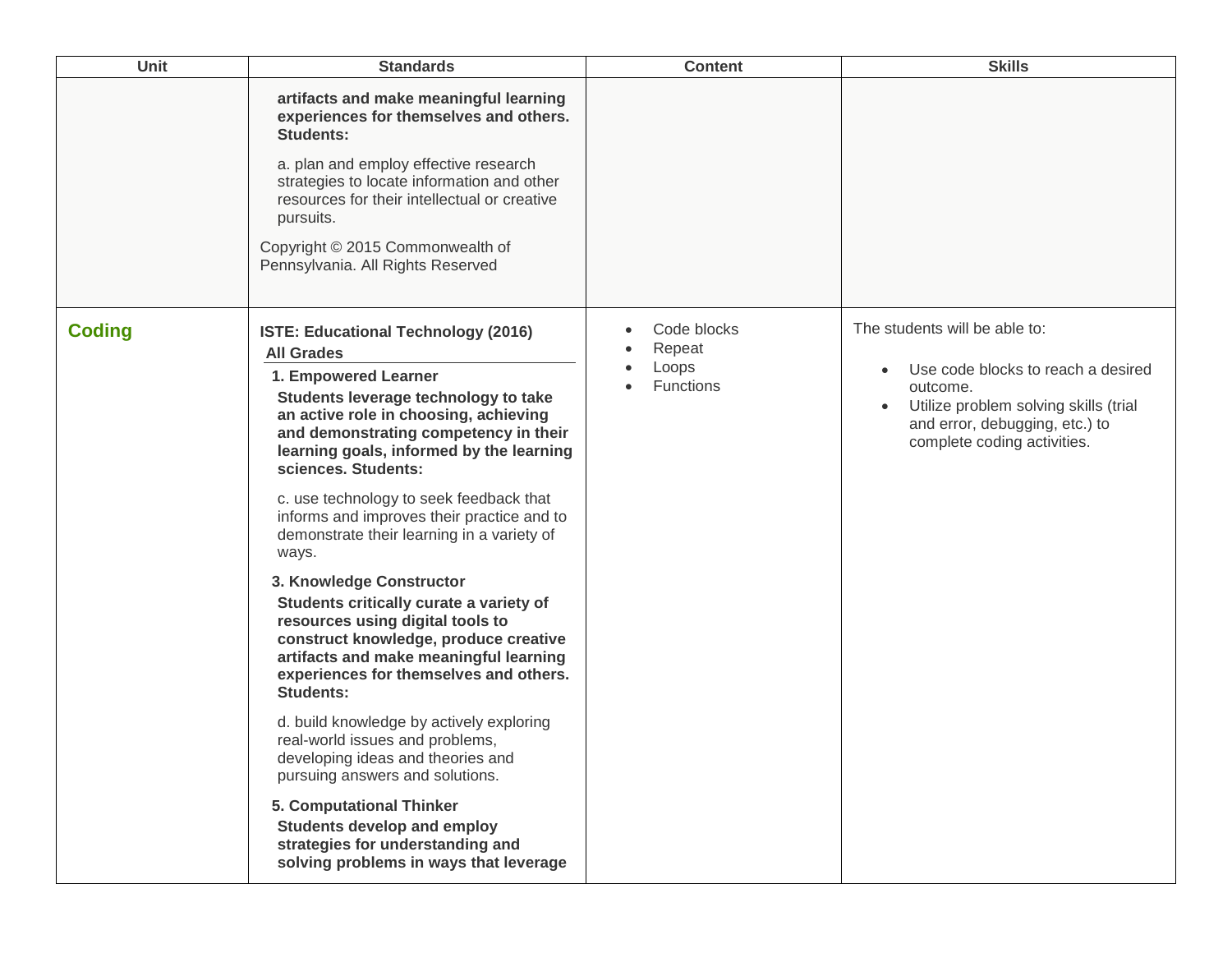| Unit | Standards | Content | Skills |
| --- | --- | --- | --- |
| | **artifacts and make meaningful learning experiences for themselves and others. Students:**<br><br>a. plan and employ effective research strategies to locate information and other resources for their intellectual or creative pursuits.<br><br>Copyright © 2015 Commonwealth of Pennsylvania. All Rights Reserved | | |
| **Coding** | **ISTE: Educational Technology (2016)**<br>**All Grades**<br><br>**1. Empowered Learner**<br>**Students leverage technology to take an active role in choosing, achieving and demonstrating competency in their learning goals, informed by the learning sciences. Students:**<br><br>c. use technology to seek feedback that informs and improves their practice and to demonstrate their learning in a variety of ways.<br><br>**3. Knowledge Constructor**<br>**Students critically curate a variety of resources using digital tools to construct knowledge, produce creative artifacts and make meaningful learning experiences for themselves and others. Students:**<br><br>d. build knowledge by actively exploring real-world issues and problems, developing ideas and theories and pursuing answers and solutions.<br><br>**5. Computational Thinker**<br>**Students develop and employ strategies for understanding and solving problems in ways that leverage** | • Code blocks<br>• Repeat<br>• Loops<br>• Functions | The students will be able to:<br><br>• Use code blocks to reach a desired outcome.<br>• Utilize problem solving skills (trial and error, debugging, etc.) to complete coding activities. |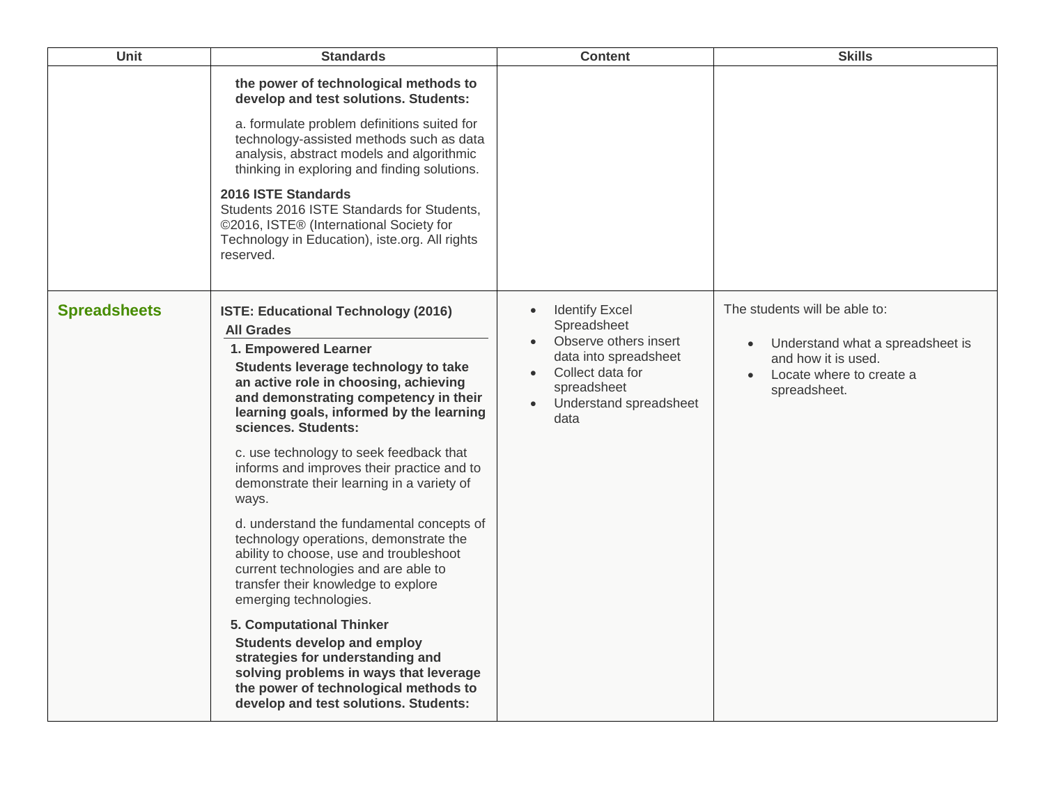| Unit | Standards | Content | Skills |
| --- | --- | --- | --- |
| | **the power of technological methods to develop and test solutions. Students:**<br><br>a. formulate problem definitions suited for technology-assisted methods such as data analysis, abstract models and algorithmic thinking in exploring and finding solutions.<br><br>**2016 ISTE Standards**<br>Students 2016 ISTE Standards for Students, ©2016, ISTE® (International Society for Technology in Education), iste.org. All rights reserved. | | |
| **Spreadsheets** | **ISTE: Educational Technology (2016)**<br>**All Grades**<br>**1. Empowered Learner**<br>**Students leverage technology to take an active role in choosing, achieving and demonstrating competency in their learning goals, informed by the learning sciences. Students:**<br><br>c. use technology to seek feedback that informs and improves their practice and to demonstrate their learning in a variety of ways.<br><br>d. understand the fundamental concepts of technology operations, demonstrate the ability to choose, use and troubleshoot current technologies and are able to transfer their knowledge to explore emerging technologies.<br><br>**5. Computational Thinker**<br>**Students develop and employ strategies for understanding and solving problems in ways that leverage the power of technological methods to develop and test solutions. Students:** | • Identify Excel Spreadsheet<br>• Observe others insert data into spreadsheet<br>• Collect data for spreadsheet<br>• Understand spreadsheet data | The students will be able to:<br><br>• Understand what a spreadsheet is and how it is used.<br>• Locate where to create a spreadsheet. |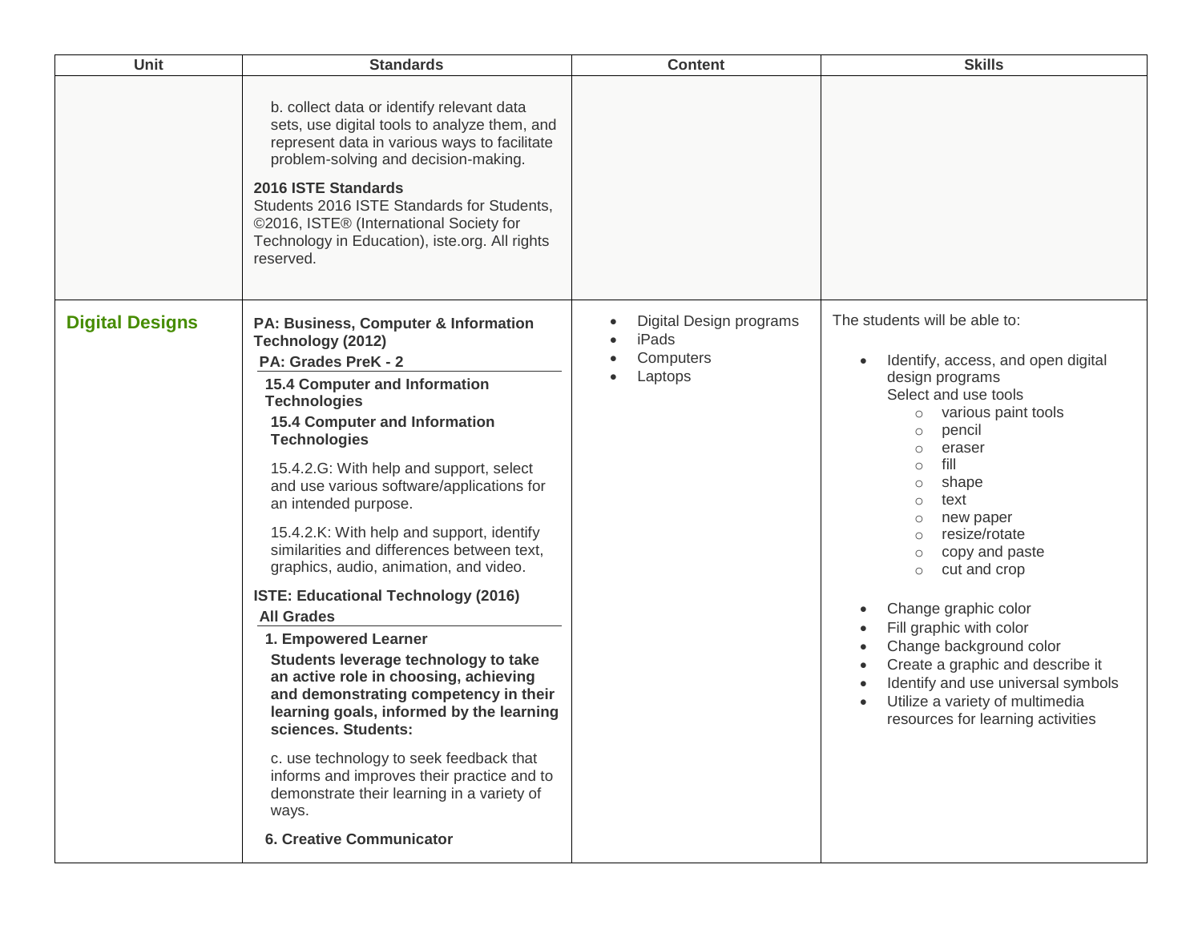| Unit | Standards | Content | Skills |
|---|---|---|---|
| | b. collect data or identify relevant data sets, use digital tools to analyze them, and represent data in various ways to facilitate problem-solving and decision-making.<br><br>**2016 ISTE Standards**<br>Students 2016 ISTE Standards for Students, ©2016, ISTE® (International Society for Technology in Education), iste.org. All rights reserved. | | |
| **Digital Designs** | **PA: Business, Computer & Information Technology (2012)**<br>**PA: Grades PreK - 2**<br>**15.4 Computer and Information Technologies**<br>**15.4 Computer and Information Technologies**<br><br>15.4.2.G: With help and support, select and use various software/applications for an intended purpose.<br><br>15.4.2.K: With help and support, identify similarities and differences between text, graphics, audio, animation, and video.<br><br>**ISTE: Educational Technology (2016)**<br>**All Grades**<br>**1. Empowered Learner**<br>**Students leverage technology to take an active role in choosing, achieving and demonstrating competency in their learning goals, informed by the learning sciences. Students:**<br><br>c. use technology to seek feedback that informs and improves their practice and to demonstrate their learning in a variety of ways.<br><br>**6. Creative Communicator** | • Digital Design programs<br>• iPads<br>• Computers<br>• Laptops | The students will be able to:<br><br>• Identify, access, and open digital design programs<br>Select and use tools<br>○ various paint tools<br>○ pencil<br>○ eraser<br>○ fill<br>○ shape<br>○ text<br>○ new paper<br>○ resize/rotate<br>○ copy and paste<br>○ cut and crop<br><br>• Change graphic color<br>• Fill graphic with color<br>• Change background color<br>• Create a graphic and describe it<br>• Identify and use universal symbols<br>• Utilize a variety of multimedia resources for learning activities |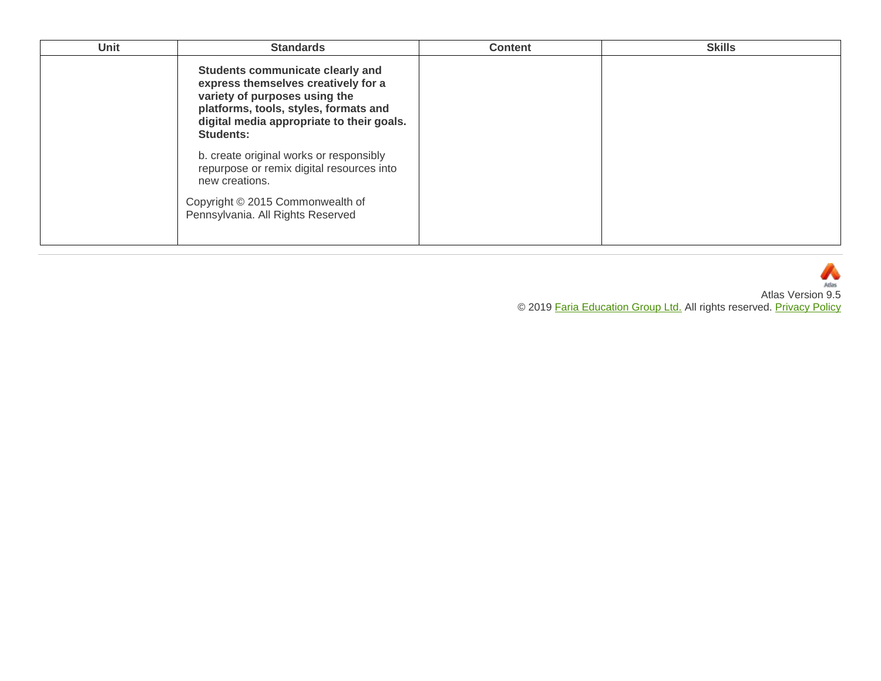| Unit | Standards | Content | Skills |
| --- | --- | --- | --- |
| | **Students communicate clearly and express themselves creatively for a variety of purposes using the platforms, tools, styles, formats and digital media appropriate to their goals. Students:**<br><br>b. create original works or responsibly repurpose or remix digital resources into new creations.<br><br>Copyright © 2015 Commonwealth of Pennsylvania. All Rights Reserved | | |

Atlas Version 9.5
© 2019 Faria Education Group Ltd. All rights reserved. Privacy Policy